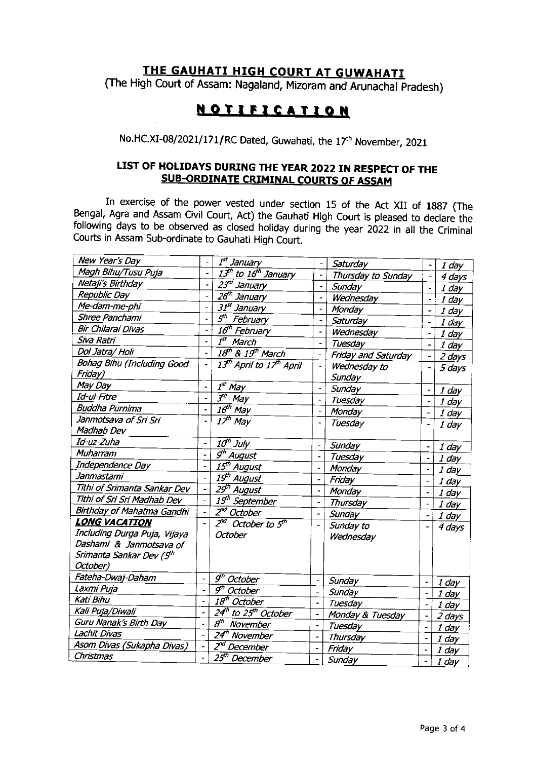# THE GAUHATI HIGH COURT AT GUWAHATI

(The High Court of Assam: Nagaland, Mizoram and Arunachal Pradesh)

## NOTIFICATION

No.HC.XI-08/2021/171/RC Dated, Guwahati, the 17th November, 2021

### LIST OF HOLIDAYS DURING THE YEAR 2022 IN RESPECT OF THE SUB-ORDINATE CRIMINAL COURTS OF ASSAM

In exercise of the power vested under section 15 of the Act XII of 1887 (The Bengal, Agra and Assam Civil Court, Act) the Gauhati High Court is pleased to declare the following days to be observed as closed holiday during the year 2022 in all the Criminal Courts in Assam Sub-ordinate to Gauhati High Court.

| Holiday | | Date | | Day | | No. of days |
|---|---|---|---|---|---|---|
| *New Year's Day* | - | *1st January* | - | *Saturday* | - | *1 day* |
| *Magh Bihu/Tusu Puja* | - | *13th to 16th January* | - | *Thursday to Sunday* | - | *4 days* |
| *Netaji's Birthday* | - | *23rd January* | - | *Sunday* | - | *1 day* |
| *Republic Day* | - | *26th January* | - | *Wednesday* | - | *1 day* |
| *Me-dam-me-phi* | - | *31st January* | - | *Monday* | - | *1 day* |
| *Shree Panchami* | - | *5th February* | - | *Saturday* | - | *1 day* |
| *Bir Chilarai Divas* | - | *16th February* | - | *Wednesday* | - | *1 day* |
| *Siva Ratri* | - | *1st March* | - | *Tuesday* | - | *1 day* |
| *Dol Jatra/ Holi* | - | *18th & 19th March* | - | *Friday and Saturday* | - | *2 days* |
| *Bohag Bihu (Including Good Friday)* | - | *13th April to 17th April* | - | *Wednesday to Sunday* | - | *5 days* |
| *May Day* | - | *1st May* | - | *Sunday* | - | *1 day* |
| *Id-ul-Fitre* | - | *3rd May* | - | *Tuesday* | - | *1 day* |
| *Buddha Purnima* | - | *16th May* | - | *Monday* | - | *1 day* |
| *Janmotsava of Sri Sri Madhab Dev* | - | *17th May* | - | *Tuesday* | - | *1 day* |
| *Id-uz-Zuha* | - | *10th July* | - | *Sunday* | - | *1 day* |
| *Muharram* | - | *9th August* | - | *Tuesday* | - | *1 day* |
| *Independence Day* | - | *15th August* | - | *Monday* | - | *1 day* |
| *Janmastami* | - | *19th August* | - | *Friday* | - | *1 day* |
| *Tithi of Srimanta Sankar Dev* | - | *29th August* | - | *Monday* | - | *1 day* |
| *Tithi of Sri Sri Madhab Dev* | - | *15th September* | - | *Thursday* | - | *1 day* |
| *Birthday of Mahatma Gandhi* | - | *2nd October* | - | *Sunday* | - | *1 day* |
| ***LONG VACATION*** *Including Durga Puja, Vijaya Dashami & Janmotsava of Srimanta Sankar Dev (5th October)* | - | *2nd October to 5th October* | - | *Sunday to Wednesday* | - | *4 days* |
| *Fateha-Dwaj-Daham* | - | *9th October* | - | *Sunday* | - | *1 day* |
| *Laxmi Puja* | - | *9th October* | - | *Sunday* | - | *1 day* |
| *Kati Bihu* | - | *18th October* | - | *Tuesday* | - | *1 day* |
| *Kali Puja/Diwali* | - | *24th to 25th October* | - | *Monday & Tuesday* | - | *2 days* |
| *Guru Nanak's Birth Day* | - | *8th November* | - | *Tuesday* | - | *1 day* |
| *Lachit Divas* | - | *24th November* | - | *Thursday* | - | *1 day* |
| *Asom Divas (Sukapha Divas)* | - | *2nd December* | - | *Friday* | - | *1 day* |
| *Christmas* | - | *25th December* | - | *Sunday* | - | *1 day* |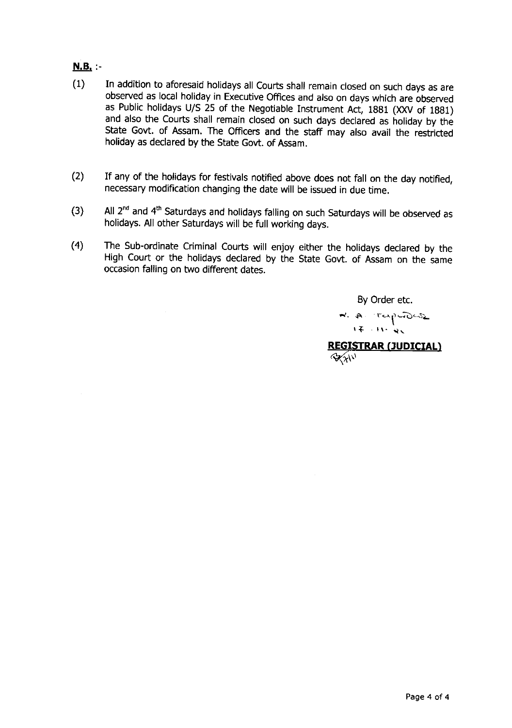**N.B.** :-

(1) In addition to aforesaid holidays all Courts shall remain closed on such days as are observed as local holiday in Executive Offices and also on days which are observed as Public holidays U/S 25 of the Negotiable Instrument Act, 1881 (XXV of 1881) and also the Courts shall remain closed on such days declared as holiday by the State Govt. of Assam. The Officers and the staff may also avail the restricted holiday as declared by the State Govt. of Assam.

(2) If any of the holidays for festivals notified above does not fall on the day notified, necessary modification changing the date will be issued in due time.

(3) All 2nd and 4th Saturdays and holidays falling on such Saturdays will be observed as holidays. All other Saturdays will be full working days.

(4) The Sub-ordinate Criminal Courts will enjoy either the holidays declared by the High Court or the holidays declared by the State Govt. of Assam on the same occasion falling on two different dates.

By Order etc.

**REGISTRAR (JUDICIAL)**